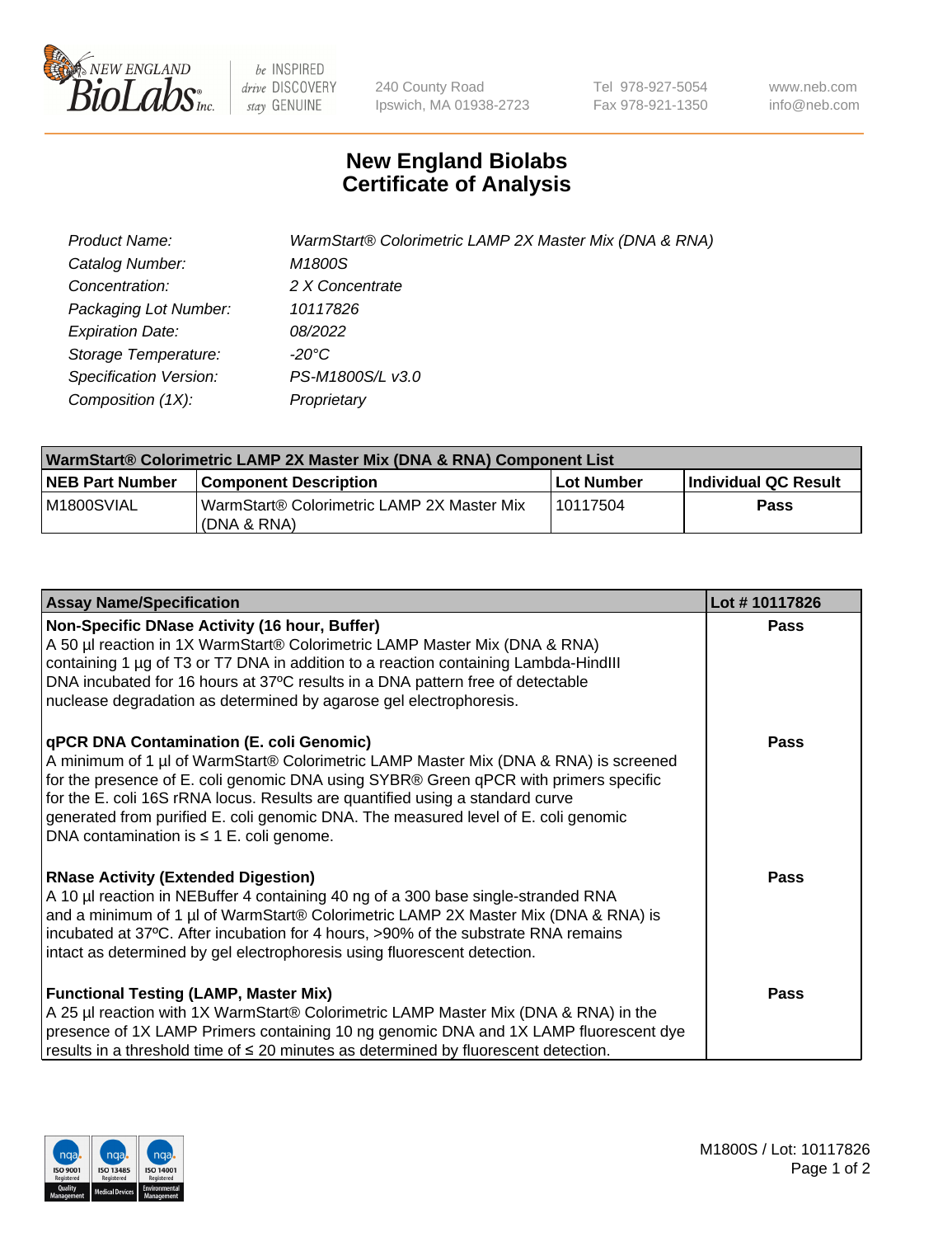New England Biolabs Inc. — be INSPIRED drive DISCOVERY stay GENUINE

240 County Road
Ipswich, MA 01938-2723

Tel 978-927-5054
Fax 978-921-1350

www.neb.com
info@neb.com

# New England Biolabs
# Certificate of Analysis

| | |
|---|---|
| *Product Name:* | *WarmStart® Colorimetric LAMP 2X Master Mix (DNA & RNA)* |
| *Catalog Number:* | *M1800S* |
| *Concentration:* | *2 X Concentrate* |
| *Packaging Lot Number:* | *10117826* |
| *Expiration Date:* | *08/2022* |
| *Storage Temperature:* | *-20°C* |
| *Specification Version:* | *PS-M1800S/L v3.0* |
| *Composition (1X):* | *Proprietary* |

| WarmStart® Colorimetric LAMP 2X Master Mix (DNA & RNA) Component List | | | |
|---|---|---|---|
| **NEB Part Number** | **Component Description** | **Lot Number** | **Individual QC Result** |
| M1800SVIAL | WarmStart® Colorimetric LAMP 2X Master Mix (DNA & RNA) | 10117504 | **Pass** |

| Assay Name/Specification | Lot # 10117826 |
|---|---|
| **Non-Specific DNase Activity (16 hour, Buffer)**<br>A 50 µl reaction in 1X WarmStart® Colorimetric LAMP Master Mix (DNA & RNA) containing 1 µg of T3 or T7 DNA in addition to a reaction containing Lambda-HindIII DNA incubated for 16 hours at 37ºC results in a DNA pattern free of detectable nuclease degradation as determined by agarose gel electrophoresis. | **Pass** |
| **qPCR DNA Contamination (E. coli Genomic)**<br>A minimum of 1 µl of WarmStart® Colorimetric LAMP Master Mix (DNA & RNA) is screened for the presence of E. coli genomic DNA using SYBR® Green qPCR with primers specific for the E. coli 16S rRNA locus. Results are quantified using a standard curve generated from purified E. coli genomic DNA. The measured level of E. coli genomic DNA contamination is ≤ 1 E. coli genome. | **Pass** |
| **RNase Activity (Extended Digestion)**<br>A 10 µl reaction in NEBuffer 4 containing 40 ng of a 300 base single-stranded RNA and a minimum of 1 µl of WarmStart® Colorimetric LAMP 2X Master Mix (DNA & RNA) is incubated at 37ºC. After incubation for 4 hours, >90% of the substrate RNA remains intact as determined by gel electrophoresis using fluorescent detection. | **Pass** |
| **Functional Testing (LAMP, Master Mix)**<br>A 25 µl reaction with 1X WarmStart® Colorimetric LAMP Master Mix (DNA & RNA) in the presence of 1X LAMP Primers containing 10 ng genomic DNA and 1X LAMP fluorescent dye results in a threshold time of ≤ 20 minutes as determined by fluorescent detection. | **Pass** |

M1800S / Lot: 10117826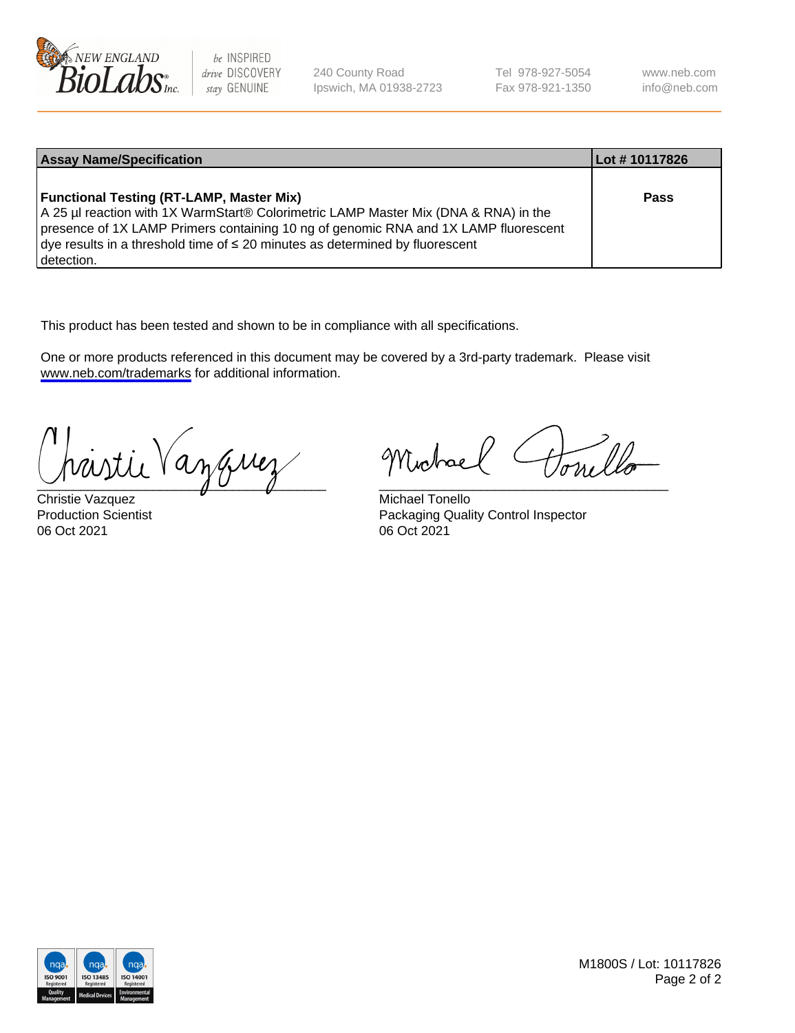| Assay Name/Specification | Lot # 10117826 |
| --- | --- |
| **Functional Testing (RT-LAMP, Master Mix)**<br>A 25 µl reaction with 1X WarmStart® Colorimetric LAMP Master Mix (DNA & RNA) in the presence of 1X LAMP Primers containing 10 ng of genomic RNA and 1X LAMP fluorescent dye results in a threshold time of ≤ 20 minutes as determined by fluorescent detection. | **Pass** |

This product has been tested and shown to be in compliance with all specifications.

One or more products referenced in this document may be covered by a 3rd-party trademark. Please visit www.neb.com/trademarks for additional information.

Christie Vazquez
Production Scientist
06 Oct 2021

Michael Tonello
Packaging Quality Control Inspector
06 Oct 2021

M1800S / Lot: 10117826